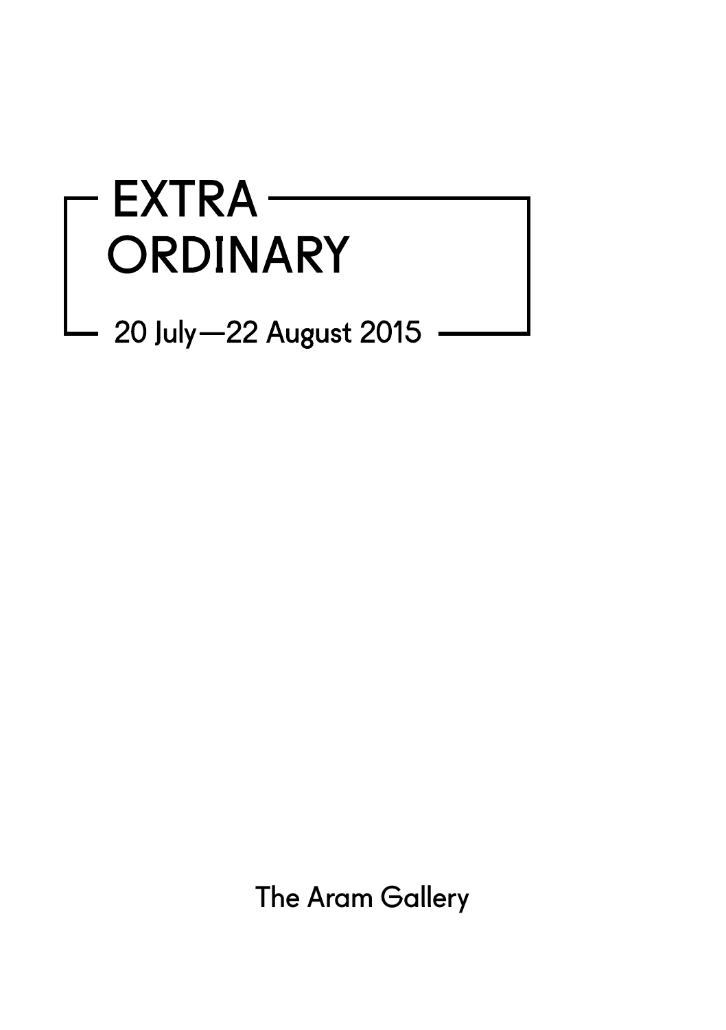# EXTRA ORDINARY

20 July—22 August 2015

The Aram Gallery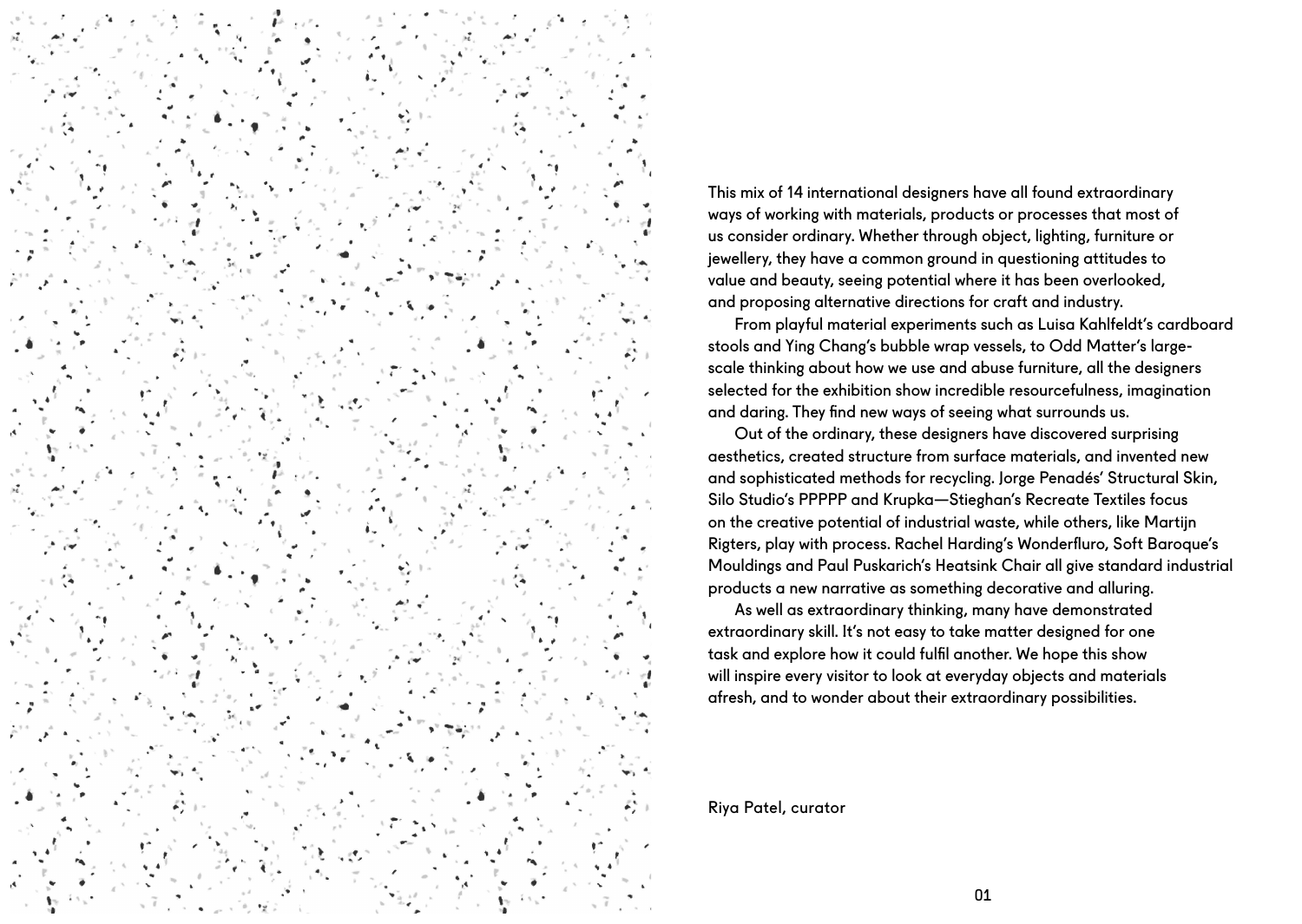This mix of 14 international designers have all found extraordinary ways of working with materials, products or processes that most of us consider ordinary. Whether through object, lighting, furniture or jewellery, they have a common ground in questioning attitudes to value and beauty, seeing potential where it has been overlooked, and proposing alternative directions for craft and industry.

From playful material experiments such as Luisa Kahlfeldt's cardboard stools and Ying Chang's bubble wrap vessels, to Odd Matter's large-scale thinking about how we use and abuse furniture, all the designers selected for the exhibition show incredible resourcefulness, imagination and daring. They find new ways of seeing what surrounds us.

Out of the ordinary, these designers have discovered surprising aesthetics, created structure from surface materials, and invented new and sophisticated methods for recycling. Jorge Penadés' Structural Skin, Silo Studio's PPPPP and Krupka—Stieghan's Recreate Textiles focus on the creative potential of industrial waste, while others, like Martijn Rigters, play with process. Rachel Harding's Wonderfluro, Soft Baroque's Mouldings and Paul Puskarich's Heatsink Chair all give standard industrial products a new narrative as something decorative and alluring.

As well as extraordinary thinking, many have demonstrated extraordinary skill. It's not easy to take matter designed for one task and explore how it could fulfil another. We hope this show will inspire every visitor to look at everyday objects and materials afresh, and to wonder about their extraordinary possibilities.

Riya Patel, curator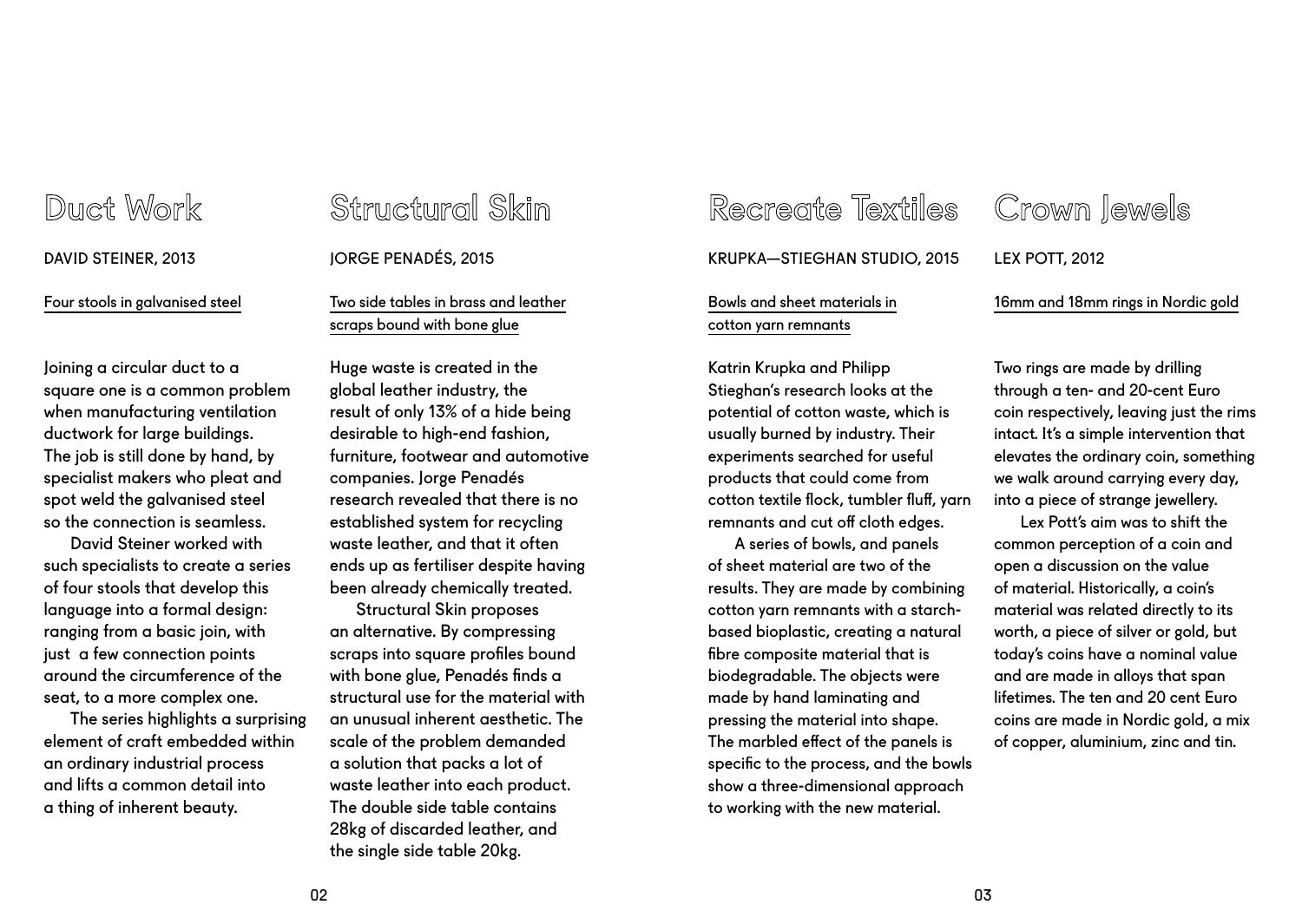## Duct Work

DAVID STEINER, 2013

Four stools in galvanised steel

Joining a circular duct to a square one is a common problem when manufacturing ventilation ductwork for large buildings. The job is still done by hand, by specialist makers who pleat and spot weld the galvanised steel so the connection is seamless.

David Steiner worked with such specialists to create a series of four stools that develop this language into a formal design: ranging from a basic join, with just a few connection points around the circumference of the seat, to a more complex one.

The series highlights a surprising element of craft embedded within an ordinary industrial process and lifts a common detail into a thing of inherent beauty.

## Structural Skin

JORGE PENADÉS, 2015

Two side tables in brass and leather scraps bound with bone glue

Huge waste is created in the global leather industry, the result of only 13% of a hide being desirable to high-end fashion, furniture, footwear and automotive companies. Jorge Penadés research revealed that there is no established system for recycling waste leather, and that it often ends up as fertiliser despite having been already chemically treated.

Structural Skin proposes an alternative. By compressing scraps into square profiles bound with bone glue, Penadés finds a structural use for the material with an unusual inherent aesthetic. The scale of the problem demanded a solution that packs a lot of waste leather into each product. The double side table contains 28kg of discarded leather, and the single side table 20kg.

## Recreate Textiles

KRUPKA—STIEGHAN STUDIO, 2015

Bowls and sheet materials in cotton yarn remnants

Katrin Krupka and Philipp Stieghan's research looks at the potential of cotton waste, which is usually burned by industry. Their experiments searched for useful products that could come from cotton textile flock, tumbler fluff, yarn remnants and cut off cloth edges.

A series of bowls, and panels of sheet material are two of the results. They are made by combining cotton yarn remnants with a starch-based bioplastic, creating a natural fibre composite material that is biodegradable. The objects were made by hand laminating and pressing the material into shape. The marbled effect of the panels is specific to the process, and the bowls show a three-dimensional approach to working with the new material.

## Crown Jewels

LEX POTT, 2012

16mm and 18mm rings in Nordic gold

Two rings are made by drilling through a ten- and 20-cent Euro coin respectively, leaving just the rims intact. It's a simple intervention that elevates the ordinary coin, something we walk around carrying every day, into a piece of strange jewellery.

Lex Pott's aim was to shift the common perception of a coin and open a discussion on the value of material. Historically, a coin's material was related directly to its worth, a piece of silver or gold, but today's coins have a nominal value and are made in alloys that span lifetimes. The ten and 20 cent Euro coins are made in Nordic gold, a mix of copper, aluminium, zinc and tin.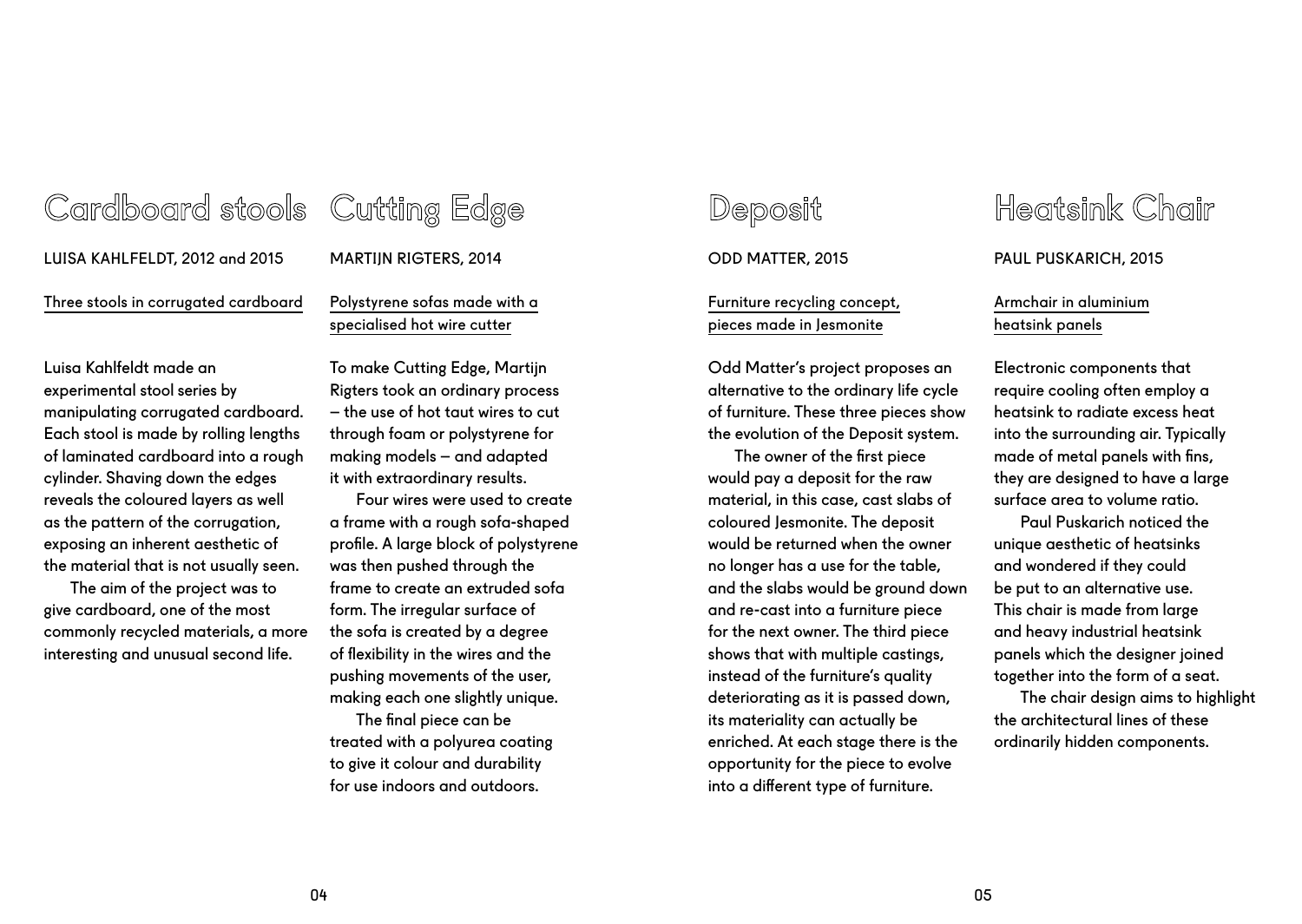# Cardboard stools

LUISA KAHLFELDT, 2012 and 2015

Three stools in corrugated cardboard

Luisa Kahlfeldt made an experimental stool series by manipulating corrugated cardboard. Each stool is made by rolling lengths of laminated cardboard into a rough cylinder. Shaving down the edges reveals the coloured layers as well as the pattern of the corrugation, exposing an inherent aesthetic of the material that is not usually seen.

The aim of the project was to give cardboard, one of the most commonly recycled materials, a more interesting and unusual second life.

# Cutting Edge

MARTIJN RIGTERS, 2014

Polystyrene sofas made with a specialised hot wire cutter

To make Cutting Edge, Martijn Rigters took an ordinary process – the use of hot taut wires to cut through foam or polystyrene for making models – and adapted it with extraordinary results.

Four wires were used to create a frame with a rough sofa-shaped profile. A large block of polystyrene was then pushed through the frame to create an extruded sofa form. The irregular surface of the sofa is created by a degree of flexibility in the wires and the pushing movements of the user, making each one slightly unique.

The final piece can be treated with a polyurea coating to give it colour and durability for use indoors and outdoors.

# Deposit

ODD MATTER, 2015

Furniture recycling concept, pieces made in Jesmonite

Odd Matter's project proposes an alternative to the ordinary life cycle of furniture. These three pieces show the evolution of the Deposit system.

The owner of the first piece would pay a deposit for the raw material, in this case, cast slabs of coloured Jesmonite. The deposit would be returned when the owner no longer has a use for the table, and the slabs would be ground down and re-cast into a furniture piece for the next owner. The third piece shows that with multiple castings, instead of the furniture's quality deteriorating as it is passed down, its materiality can actually be enriched. At each stage there is the opportunity for the piece to evolve into a different type of furniture.

# Heatsink Chair

PAUL PUSKARICH, 2015

Armchair in aluminium heatsink panels

Electronic components that require cooling often employ a heatsink to radiate excess heat into the surrounding air. Typically made of metal panels with fins, they are designed to have a large surface area to volume ratio.

Paul Puskarich noticed the unique aesthetic of heatsinks and wondered if they could be put to an alternative use. This chair is made from large and heavy industrial heatsink panels which the designer joined together into the form of a seat.

The chair design aims to highlight the architectural lines of these ordinarily hidden components.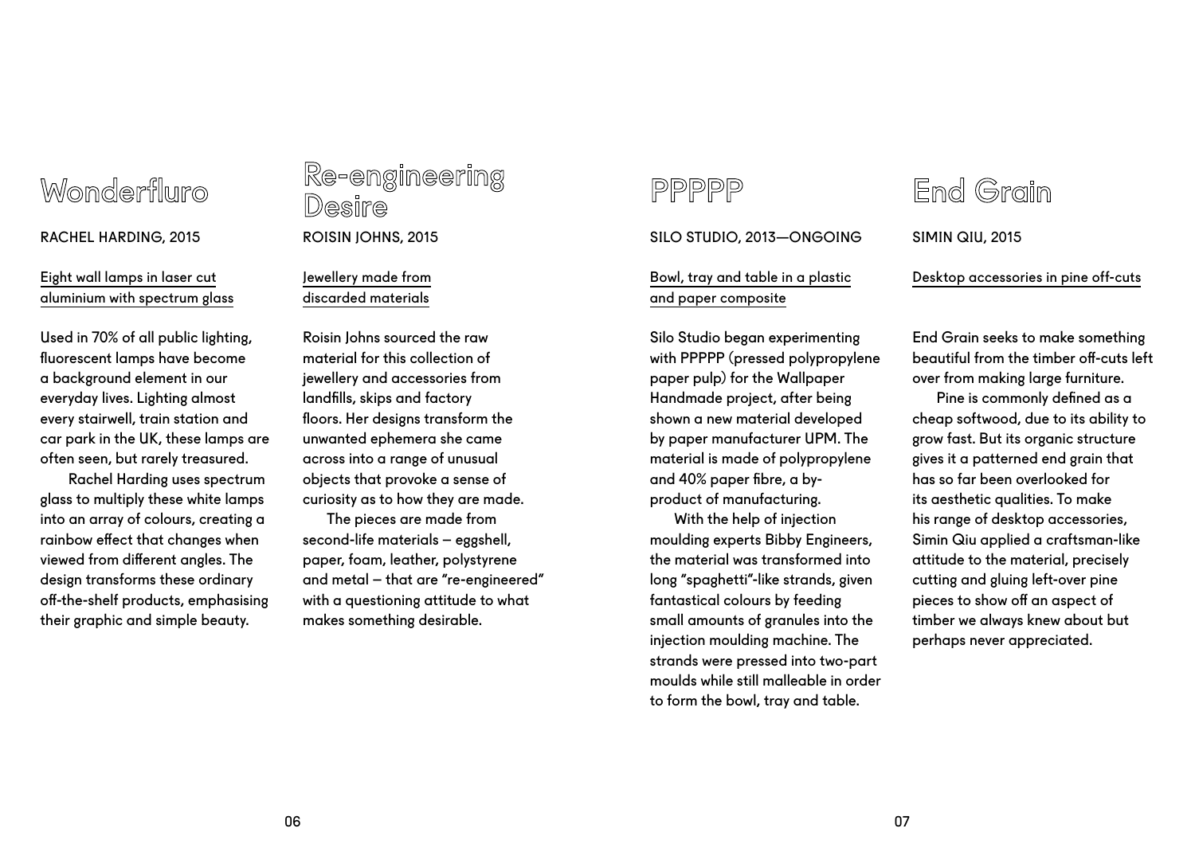## Wonderfluro

RACHEL HARDING, 2015

Eight wall lamps in laser cut aluminium with spectrum glass

Used in 70% of all public lighting, fluorescent lamps have become a background element in our everyday lives. Lighting almost every stairwell, train station and car park in the UK, these lamps are often seen, but rarely treasured.

Rachel Harding uses spectrum glass to multiply these white lamps into an array of colours, creating a rainbow effect that changes when viewed from different angles. The design transforms these ordinary off-the-shelf products, emphasising their graphic and simple beauty.

## Re-engineering Desire

ROISIN JOHNS, 2015

Jewellery made from discarded materials

Roisin Johns sourced the raw material for this collection of jewellery and accessories from landfills, skips and factory floors. Her designs transform the unwanted ephemera she came across into a range of unusual objects that provoke a sense of curiosity as to how they are made.

The pieces are made from second-life materials – eggshell, paper, foam, leather, polystyrene and metal – that are "re-engineered" with a questioning attitude to what makes something desirable.

## PPPPP

SILO STUDIO, 2013—ONGOING

Bowl, tray and table in a plastic and paper composite

Silo Studio began experimenting with PPPPP (pressed polypropylene paper pulp) for the Wallpaper Handmade project, after being shown a new material developed by paper manufacturer UPM. The material is made of polypropylene and 40% paper fibre, a by-product of manufacturing.

With the help of injection moulding experts Bibby Engineers, the material was transformed into long "spaghetti"-like strands, given fantastical colours by feeding small amounts of granules into the injection moulding machine. The strands were pressed into two-part moulds while still malleable in order to form the bowl, tray and table.

## End Grain

SIMIN QIU, 2015

Desktop accessories in pine off-cuts

End Grain seeks to make something beautiful from the timber off-cuts left over from making large furniture.

Pine is commonly defined as a cheap softwood, due to its ability to grow fast. But its organic structure gives it a patterned end grain that has so far been overlooked for its aesthetic qualities. To make his range of desktop accessories, Simin Qiu applied a craftsman-like attitude to the material, precisely cutting and gluing left-over pine pieces to show off an aspect of timber we always knew about but perhaps never appreciated.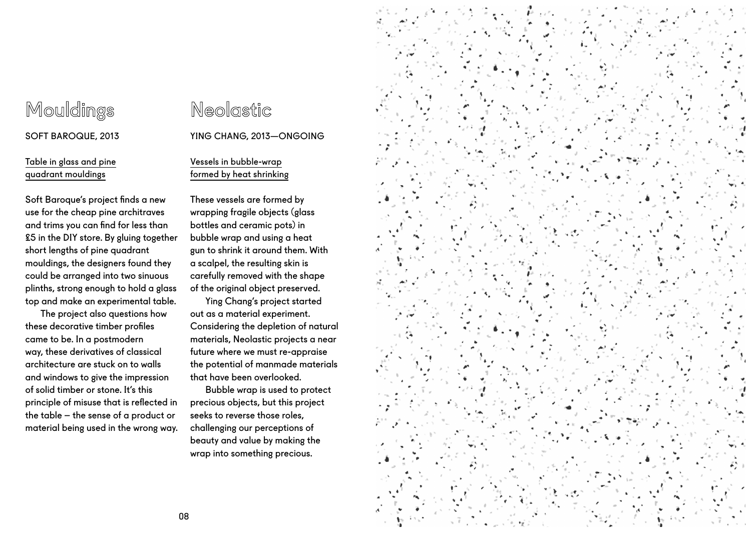## Mouldings

SOFT BAROQUE, 2013

Table in glass and pine quadrant mouldings

Soft Baroque's project finds a new use for the cheap pine architraves and trims you can find for less than £5 in the DIY store. By gluing together short lengths of pine quadrant mouldings, the designers found they could be arranged into two sinuous plinths, strong enough to hold a glass top and make an experimental table.

The project also questions how these decorative timber profiles came to be. In a postmodern way, these derivatives of classical architecture are stuck on to walls and windows to give the impression of solid timber or stone. It's this principle of misuse that is reflected in the table – the sense of a product or material being used in the wrong way.

## Neolastic

YING CHANG, 2013—ONGOING

Vessels in bubble-wrap formed by heat shrinking

These vessels are formed by wrapping fragile objects (glass bottles and ceramic pots) in bubble wrap and using a heat gun to shrink it around them. With a scalpel, the resulting skin is carefully removed with the shape of the original object preserved.

Ying Chang's project started out as a material experiment. Considering the depletion of natural materials, Neolastic projects a near future where we must re-appraise the potential of manmade materials that have been overlooked.

Bubble wrap is used to protect precious objects, but this project seeks to reverse those roles, challenging our perceptions of beauty and value by making the wrap into something precious.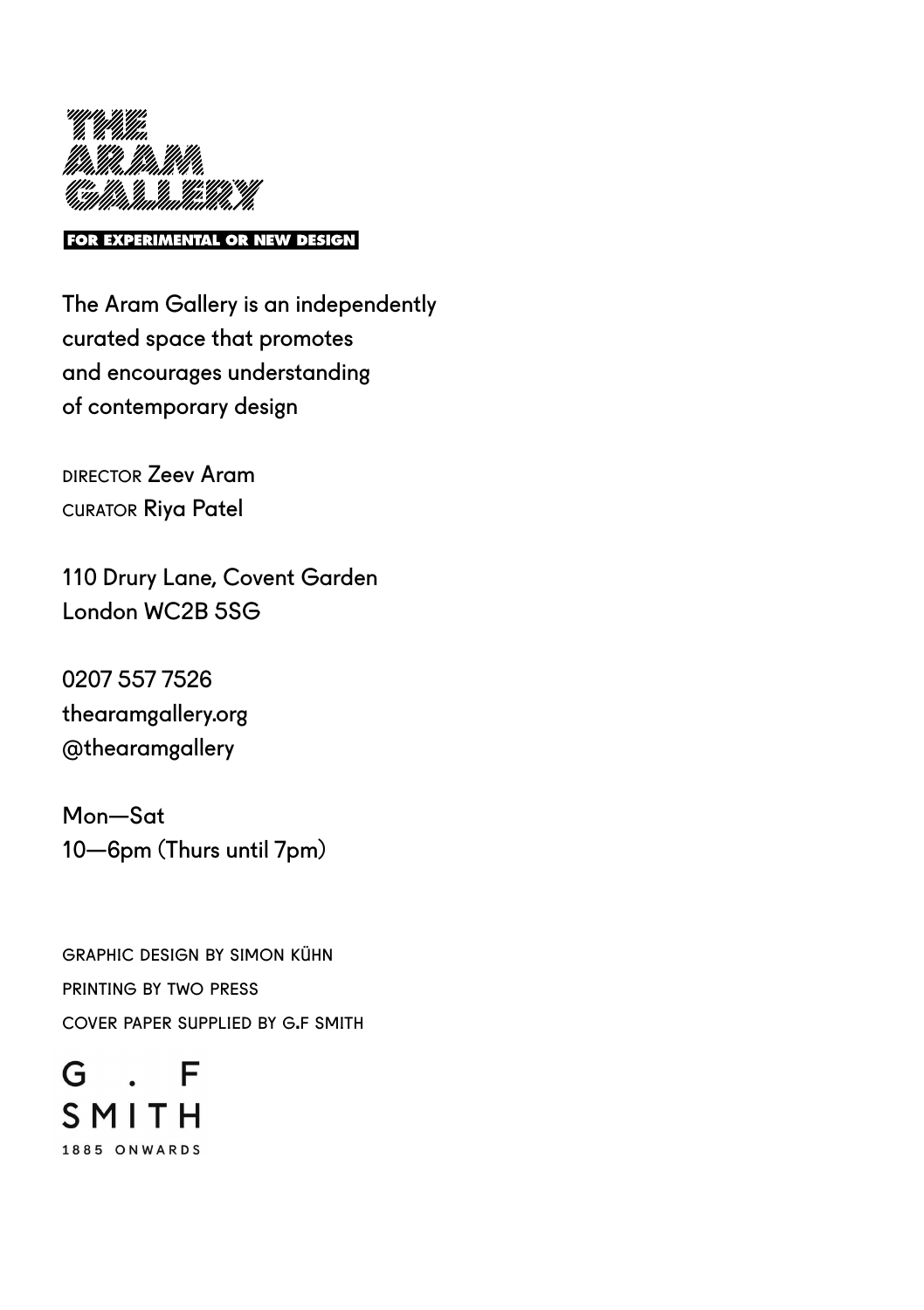THE
ARAM
GALLERY

**FOR EXPERIMENTAL OR NEW DESIGN**

The Aram Gallery is an independently curated space that promotes and encourages understanding of contemporary design

DIRECTOR Zeev Aram
CURATOR Riya Patel

110 Drury Lane, Covent Garden
London WC2B 5SG

0207 557 7526
thearamgallery.org
@thearamgallery

Mon—Sat
10—6pm (Thurs until 7pm)

GRAPHIC DESIGN BY SIMON KÜHN
PRINTING BY TWO PRESS
COVER PAPER SUPPLIED BY G.F SMITH

G . F
SMITH
1885 ONWARDS